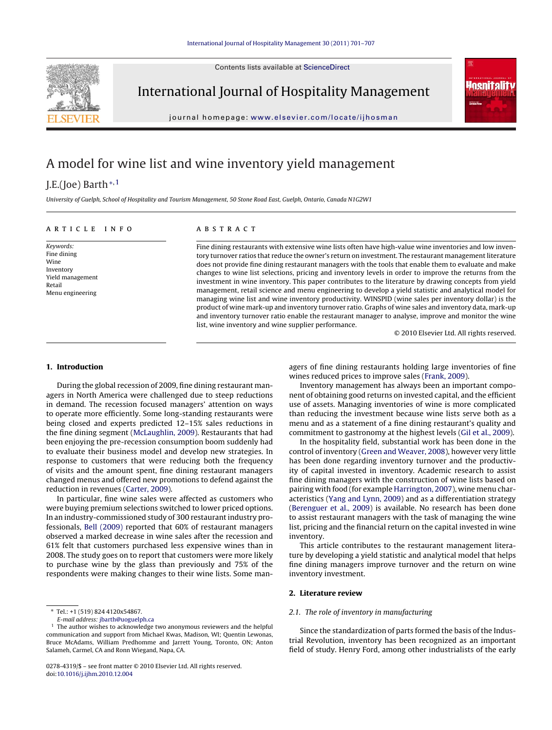# A model for wine list and wine inventory yield management

J.E.(Joe) Barth[*,1]

*University of Guelph, School of Hospitality and Tourism Management, 50 Stone Road East, Guelph, Ontario, Canada N1G2W1*

**ARTICLE INFO**

*Keywords:*
Fine dining
Wine
Inventory
Yield management
Retail
Menu engineering

**ABSTRACT**

Fine dining restaurants with extensive wine lists often have high-value wine inventories and low inventory turnover ratios that reduce the owner's return on investment. The restaurant management literature does not provide fine dining restaurant managers with the tools that enable them to evaluate and make changes to wine list selections, pricing and inventory levels in order to improve the returns from the investment in wine inventory. This paper contributes to the literature by drawing concepts from yield management, retail science and menu engineering to develop a yield statistic and analytical model for managing wine list and wine inventory productivity. WINSPID (wine sales per inventory dollar) is the product of wine mark-up and inventory turnover ratio. Graphs of wine sales and inventory data, mark-up and inventory turnover ratio enable the restaurant manager to analyse, improve and monitor the wine list, wine inventory and wine supplier performance.

© 2010 Elsevier Ltd. All rights reserved.

## 1. Introduction

During the global recession of 2009, fine dining restaurant managers in North America were challenged due to steep reductions in demand. The recession focused managers' attention on ways to operate more efficiently. Some long-standing restaurants were being closed and experts predicted 12–15% sales reductions in the fine dining segment (McLaughlin, 2009). Restaurants that had been enjoying the pre-recession consumption boom suddenly had to evaluate their business model and develop new strategies. In response to customers that were reducing both the frequency of visits and the amount spent, fine dining restaurant managers changed menus and offered new promotions to defend against the reduction in revenues (Carter, 2009).

In particular, fine wine sales were affected as customers who were buying premium selections switched to lower priced options. In an industry-commissioned study of 300 restaurant industry professionals, Bell (2009) reported that 60% of restaurant managers observed a marked decrease in wine sales after the recession and 61% felt that customers purchased less expensive wines than in 2008. The study goes on to report that customers were more likely to purchase wine by the glass than previously and 75% of the respondents were making changes to their wine lists. Some managers of fine dining restaurants holding large inventories of fine wines reduced prices to improve sales (Frank, 2009).

Inventory management has always been an important component of obtaining good returns on invested capital, and the efficient use of assets. Managing inventories of wine is more complicated than reducing the investment because wine lists serve both as a menu and as a statement of a fine dining restaurant's quality and commitment to gastronomy at the highest levels (Gil et al., 2009).

In the hospitality field, substantial work has been done in the control of inventory (Green and Weaver, 2008), however very little has been done regarding inventory turnover and the productivity of capital invested in inventory. Academic research to assist fine dining managers with the construction of wine lists based on pairing with food (for example Harrington, 2007), wine menu characteristics (Yang and Lynn, 2009) and as a differentiation strategy (Berenguer et al., 2009) is available. No research has been done to assist restaurant managers with the task of managing the wine list, pricing and the financial return on the capital invested in wine inventory.

This article contributes to the restaurant management literature by developing a yield statistic and analytical model that helps fine dining managers improve turnover and the return on wine inventory investment.

## 2. Literature review

### *2.1. The role of inventory in manufacturing*

Since the standardization of parts formed the basis of the Industrial Revolution, inventory has been recognized as an important field of study. Henry Ford, among other industrialists of the early

---

[*] Tel.: +1 (519) 824 4120x54867.
*E-mail address:* jbarth@uoguelph.ca

[1] The author wishes to acknowledge two anonymous reviewers and the helpful communication and support from Michael Kwas, Madison, WI; Quentin Lewonas, Bruce McAdams, William Predhomme and Jarrett Young, Toronto, ON; Anton Salameh, Carmel, CA and Ronn Wiegand, Napa, CA.

0278-4319/$ – see front matter © 2010 Elsevier Ltd. All rights reserved.
doi:10.1016/j.ijhm.2010.12.004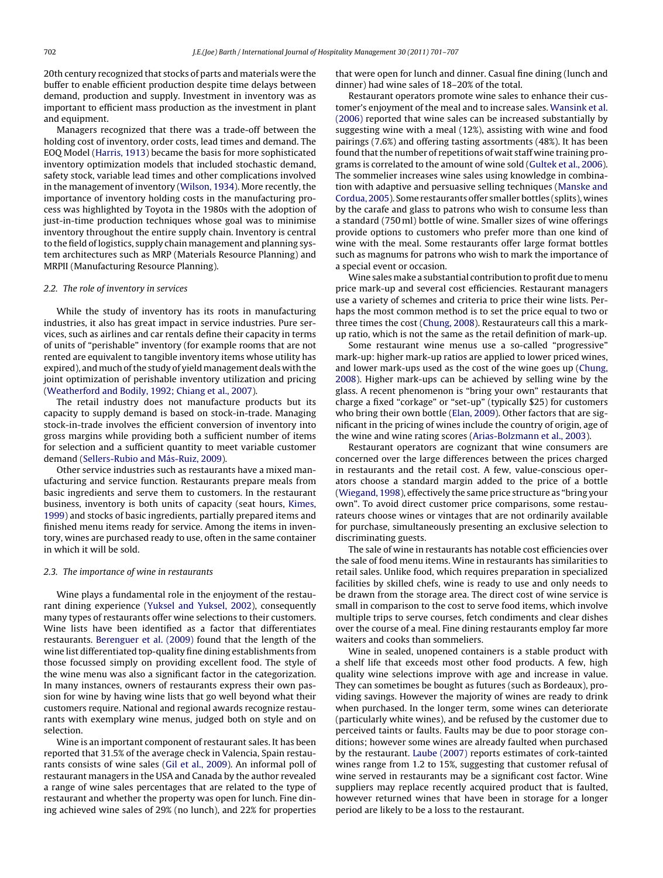20th century recognized that stocks of parts and materials were the buffer to enable efficient production despite time delays between demand, production and supply. Investment in inventory was as important to efficient mass production as the investment in plant and equipment.

Managers recognized that there was a trade-off between the holding cost of inventory, order costs, lead times and demand. The EOQ Model (Harris, 1913) became the basis for more sophisticated inventory optimization models that included stochastic demand, safety stock, variable lead times and other complications involved in the management of inventory (Wilson, 1934). More recently, the importance of inventory holding costs in the manufacturing process was highlighted by Toyota in the 1980s with the adoption of just-in-time production techniques whose goal was to minimise inventory throughout the entire supply chain. Inventory is central to the field of logistics, supply chain management and planning system architectures such as MRP (Materials Resource Planning) and MRPII (Manufacturing Resource Planning).

### 2.2. The role of inventory in services

While the study of inventory has its roots in manufacturing industries, it also has great impact in service industries. Pure services, such as airlines and car rentals define their capacity in terms of units of "perishable" inventory (for example rooms that are not rented are equivalent to tangible inventory items whose utility has expired), and much of the study of yield management deals with the joint optimization of perishable inventory utilization and pricing (Weatherford and Bodily, 1992; Chiang et al., 2007).

The retail industry does not manufacture products but its capacity to supply demand is based on stock-in-trade. Managing stock-in-trade involves the efficient conversion of inventory into gross margins while providing both a sufficient number of items for selection and a sufficient quantity to meet variable customer demand (Sellers-Rubio and Más-Ruiz, 2009).

Other service industries such as restaurants have a mixed manufacturing and service function. Restaurants prepare meals from basic ingredients and serve them to customers. In the restaurant business, inventory is both units of capacity (seat hours, Kimes, 1999) and stocks of basic ingredients, partially prepared items and finished menu items ready for service. Among the items in inventory, wines are purchased ready to use, often in the same container in which it will be sold.

### 2.3. The importance of wine in restaurants

Wine plays a fundamental role in the enjoyment of the restaurant dining experience (Yuksel and Yuksel, 2002), consequently many types of restaurants offer wine selections to their customers. Wine lists have been identified as a factor that differentiates restaurants. Berenguer et al. (2009) found that the length of the wine list differentiated top-quality fine dining establishments from those focussed simply on providing excellent food. The style of the wine menu was also a significant factor in the categorization. In many instances, owners of restaurants express their own passion for wine by having wine lists that go well beyond what their customers require. National and regional awards recognize restaurants with exemplary wine menus, judged both on style and on selection.

Wine is an important component of restaurant sales. It has been reported that 31.5% of the average check in Valencia, Spain restaurants consists of wine sales (Gil et al., 2009). An informal poll of restaurant managers in the USA and Canada by the author revealed a range of wine sales percentages that are related to the type of restaurant and whether the property was open for lunch. Fine dining achieved wine sales of 29% (no lunch), and 22% for properties that were open for lunch and dinner. Casual fine dining (lunch and dinner) had wine sales of 18–20% of the total.

Restaurant operators promote wine sales to enhance their customer's enjoyment of the meal and to increase sales. Wansink et al. (2006) reported that wine sales can be increased substantially by suggesting wine with a meal (12%), assisting with wine and food pairings (7.6%) and offering tasting assortments (48%). It has been found that the number of repetitions of wait staff wine training programs is correlated to the amount of wine sold (Gultek et al., 2006). The sommelier increases wine sales using knowledge in combination with adaptive and persuasive selling techniques (Manske and Cordua, 2005). Some restaurants offer smaller bottles (splits), wines by the carafe and glass to patrons who wish to consume less than a standard (750 ml) bottle of wine. Smaller sizes of wine offerings provide options to customers who prefer more than one kind of wine with the meal. Some restaurants offer large format bottles such as magnums for patrons who wish to mark the importance of a special event or occasion.

Wine sales make a substantial contribution to profit due to menu price mark-up and several cost efficiencies. Restaurant managers use a variety of schemes and criteria to price their wine lists. Perhaps the most common method is to set the price equal to two or three times the cost (Chung, 2008). Restaurateurs call this a mark-up ratio, which is not the same as the retail definition of mark-up.

Some restaurant wine menus use a so-called "progressive" mark-up: higher mark-up ratios are applied to lower priced wines, and lower mark-ups used as the cost of the wine goes up (Chung, 2008). Higher mark-ups can be achieved by selling wine by the glass. A recent phenomenon is "bring your own" restaurants that charge a fixed "corkage" or "set-up" (typically $25) for customers who bring their own bottle (Elan, 2009). Other factors that are significant in the pricing of wines include the country of origin, age of the wine and wine rating scores (Arias-Bolzmann et al., 2003).

Restaurant operators are cognizant that wine consumers are concerned over the large differences between the prices charged in restaurants and the retail cost. A few, value-conscious operators choose a standard margin added to the price of a bottle (Wiegand, 1998), effectively the same price structure as "bring your own". To avoid direct customer price comparisons, some restaurateurs choose wines or vintages that are not ordinarily available for purchase, simultaneously presenting an exclusive selection to discriminating guests.

The sale of wine in restaurants has notable cost efficiencies over the sale of food menu items. Wine in restaurants has similarities to retail sales. Unlike food, which requires preparation in specialized facilities by skilled chefs, wine is ready to use and only needs to be drawn from the storage area. The direct cost of wine service is small in comparison to the cost to serve food items, which involve multiple trips to serve courses, fetch condiments and clear dishes over the course of a meal. Fine dining restaurants employ far more waiters and cooks than sommeliers.

Wine in sealed, unopened containers is a stable product with a shelf life that exceeds most other food products. A few, high quality wine selections improve with age and increase in value. They can sometimes be bought as futures (such as Bordeaux), providing savings. However the majority of wines are ready to drink when purchased. In the longer term, some wines can deteriorate (particularly white wines), and be refused by the customer due to perceived taints or faults. Faults may be due to poor storage conditions; however some wines are already faulted when purchased by the restaurant. Laube (2007) reports estimates of cork-tainted wines range from 1.2 to 15%, suggesting that customer refusal of wine served in restaurants may be a significant cost factor. Wine suppliers may replace recently acquired product that is faulted, however returned wines that have been in storage for a longer period are likely to be a loss to the restaurant.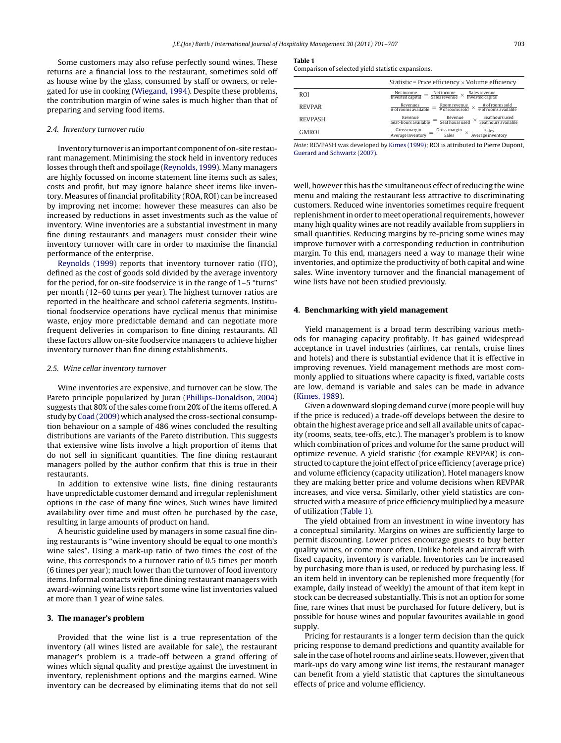Some customers may also refuse perfectly sound wines. These returns are a financial loss to the restaurant, sometimes sold off as house wine by the glass, consumed by staff or owners, or relegated for use in cooking (Wiegand, 1994). Despite these problems, the contribution margin of wine sales is much higher than that of preparing and serving food items.

### 2.4. Inventory turnover ratio

Inventory turnover is an important component of on-site restaurant management. Minimising the stock held in inventory reduces losses through theft and spoilage (Reynolds, 1999). Many managers are highly focussed on income statement line items such as sales, costs and profit, but may ignore balance sheet items like inventory. Measures of financial profitability (ROA, ROI) can be increased by improving net income; however these measures can also be increased by reductions in asset investments such as the value of inventory. Wine inventories are a substantial investment in many fine dining restaurants and managers must consider their wine inventory turnover with care in order to maximise the financial performance of the enterprise.

Reynolds (1999) reports that inventory turnover ratio (ITO), defined as the cost of goods sold divided by the average inventory for the period, for on-site foodservice is in the range of 1–5 "turns" per month (12–60 turns per year). The highest turnover ratios are reported in the healthcare and school cafeteria segments. Institutional foodservice operations have cyclical menus that minimise waste, enjoy more predictable demand and can negotiate more frequent deliveries in comparison to fine dining restaurants. All these factors allow on-site foodservice managers to achieve higher inventory turnover than fine dining establishments.

### 2.5. Wine cellar inventory turnover

Wine inventories are expensive, and turnover can be slow. The Pareto principle popularized by Juran (Phillips-Donaldson, 2004) suggests that 80% of the sales come from 20% of the items offered. A study by Coad (2009) which analysed the cross-sectional consumption behaviour on a sample of 486 wines concluded the resulting distributions are variants of the Pareto distribution. This suggests that extensive wine lists involve a high proportion of items that do not sell in significant quantities. The fine dining restaurant managers polled by the author confirm that this is true in their restaurants.

In addition to extensive wine lists, fine dining restaurants have unpredictable customer demand and irregular replenishment options in the case of many fine wines. Such wines have limited availability over time and must often be purchased by the case, resulting in large amounts of product on hand.

A heuristic guideline used by managers in some casual fine dining restaurants is "wine inventory should be equal to one month's wine sales". Using a mark-up ratio of two times the cost of the wine, this corresponds to a turnover ratio of 0.5 times per month (6 times per year); much lower than the turnover of food inventory items. Informal contacts with fine dining restaurant managers with award-winning wine lists report some wine list inventories valued at more than 1 year of wine sales.

## 3. The manager's problem

Provided that the wine list is a true representation of the inventory (all wines listed are available for sale), the restaurant manager's problem is a trade-off between a grand offering of wines which signal quality and prestige against the investment in inventory, replenishment options and the margins earned. Wine inventory can be decreased by eliminating items that do not sell well, however this has the simultaneous effect of reducing the wine menu and making the restaurant less attractive to discriminating customers. Reduced wine inventories sometimes require frequent replenishment in order to meet operational requirements, however many high quality wines are not readily available from suppliers in small quantities. Reducing margins by re-pricing some wines may improve turnover with a corresponding reduction in contribution margin. To this end, managers need a way to manage their wine inventories, and optimize the productivity of both capital and wine sales. Wine inventory turnover and the financial management of wine lists have not been studied previously.

**Table 1**
Comparison of selected yield statistic expansions.

| | Statistic = Price efficiency × Volume efficiency |
|---|---|
| ROI | $\frac{\text{Net income}}{\text{Invested capital}} = \frac{\text{Net income}}{\text{Sales revenue}} \times \frac{\text{Sales revenue}}{\text{Invested capital}}$ |
| REVPAR | $\frac{\text{Revenues}}{\text{\# of rooms available}} = \frac{\text{Room revenue}}{\text{\# of rooms sold}} \times \frac{\text{\# of rooms sold}}{\text{\# of rooms available}}$ |
| REVPASH | $\frac{\text{Revenue}}{\text{Seat-hours available}} = \frac{\text{Revenue}}{\text{Seat hours used}} \times \frac{\text{Seat hours used}}{\text{Seat hours available}}$ |
| GMROI | $\frac{\text{Gross margin}}{\text{Average Inventory}} = \frac{\text{Gross margin}}{\text{Sales}} \times \frac{\text{Sales}}{\text{Average inventory}}$ |

*Note*: REVPASH was developed by Kimes (1999); ROI is attributed to Pierre Dupont, Guerard and Schwartz (2007).

## 4. Benchmarking with yield management

Yield management is a broad term describing various methods for managing capacity profitably. It has gained widespread acceptance in travel industries (airlines, car rentals, cruise lines and hotels) and there is substantial evidence that it is effective in improving revenues. Yield management methods are most commonly applied to situations where capacity is fixed, variable costs are low, demand is variable and sales can be made in advance (Kimes, 1989).

Given a downward sloping demand curve (more people will buy if the price is reduced) a trade-off develops between the desire to obtain the highest average price and sell all available units of capacity (rooms, seats, tee-offs, etc.). The manager's problem is to know which combination of prices and volume for the same product will optimize revenue. A yield statistic (for example REVPAR) is constructed to capture the joint effect of price efficiency (average price) and volume efficiency (capacity utilization). Hotel managers know they are making better price and volume decisions when REVPAR increases, and vice versa. Similarly, other yield statistics are constructed with a measure of price efficiency multiplied by a measure of utilization (Table 1).

The yield obtained from an investment in wine inventory has a conceptual similarity. Margins on wines are sufficiently large to permit discounting. Lower prices encourage guests to buy better quality wines, or come more often. Unlike hotels and aircraft with fixed capacity, inventory is variable. Inventories can be increased by purchasing more than is used, or reduced by purchasing less. If an item held in inventory can be replenished more frequently (for example, daily instead of weekly) the amount of that item kept in stock can be decreased substantially. This is not an option for some fine, rare wines that must be purchased for future delivery, but is possible for house wines and popular favourites available in good supply.

Pricing for restaurants is a longer term decision than the quick pricing response to demand predictions and quantity available for sale in the case of hotel rooms and airline seats. However, given that mark-ups do vary among wine list items, the restaurant manager can benefit from a yield statistic that captures the simultaneous effects of price and volume efficiency.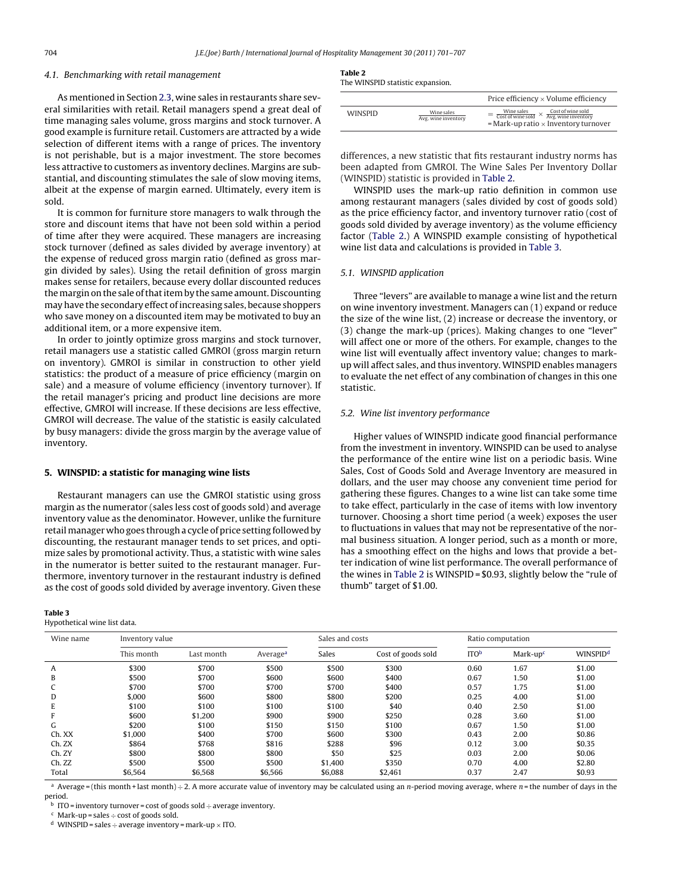### 4.1. Benchmarking with retail management

As mentioned in Section 2.3, wine sales in restaurants share several similarities with retail. Retail managers spend a great deal of time managing sales volume, gross margins and stock turnover. A good example is furniture retail. Customers are attracted by a wide selection of different items with a range of prices. The inventory is not perishable, but is a major investment. The store becomes less attractive to customers as inventory declines. Margins are substantial, and discounting stimulates the sale of slow moving items, albeit at the expense of margin earned. Ultimately, every item is sold.

It is common for furniture store managers to walk through the store and discount items that have not been sold within a period of time after they were acquired. These managers are increasing stock turnover (defined as sales divided by average inventory) at the expense of reduced gross margin ratio (defined as gross margin divided by sales). Using the retail definition of gross margin makes sense for retailers, because every dollar discounted reduces the margin on the sale of that item by the same amount. Discounting may have the secondary effect of increasing sales, because shoppers who save money on a discounted item may be motivated to buy an additional item, or a more expensive item.

In order to jointly optimize gross margins and stock turnover, retail managers use a statistic called GMROI (gross margin return on inventory). GMROI is similar in construction to other yield statistics: the product of a measure of price efficiency (margin on sale) and a measure of volume efficiency (inventory turnover). If the retail manager's pricing and product line decisions are more effective, GMROI will increase. If these decisions are less effective, GMROI will decrease. The value of the statistic is easily calculated by busy managers: divide the gross margin by the average value of inventory.

## 5. WINSPID: a statistic for managing wine lists

Restaurant managers can use the GMROI statistic using gross margin as the numerator (sales less cost of goods sold) and average inventory value as the denominator. However, unlike the furniture retail manager who goes through a cycle of price setting followed by discounting, the restaurant manager tends to set prices, and optimize sales by promotional activity. Thus, a statistic with wine sales in the numerator is better suited to the restaurant manager. Furthermore, inventory turnover in the restaurant industry is defined as the cost of goods sold divided by average inventory. Given these differences, a new statistic that fits restaurant industry norms has been adapted from GMROI. The Wine Sales Per Inventory Dollar (WINSPID) statistic is provided in Table 2.

**Table 2**
The WINSPID statistic expansion.

| | | Price efficiency × Volume efficiency |
|---|---|---|
| WINSPID | $\frac{\text{Wine sales}}{\text{Avg. wine inventory}}$ | $= \frac{\text{Wine sales}}{\text{Cost of wine sold}} \times \frac{\text{Cost of wine sold}}{\text{Avg. wine inventory}}$ = Mark-up ratio × Inventory turnover |

WINSPID uses the mark-up ratio definition in common use among restaurant managers (sales divided by cost of goods sold) as the price efficiency factor, and inventory turnover ratio (cost of goods divided by average inventory) as the volume efficiency factor (Table 2.) A WINSPID example consisting of hypothetical wine list data and calculations is provided in Table 3.

### 5.1. WINSPID application

Three "levers" are available to manage a wine list and the return on wine inventory investment. Managers can (1) expand or reduce the size of the wine list, (2) increase or decrease the inventory, or (3) change the mark-up (prices). Making changes to one "lever" will affect one or more of the others. For example, changes to the wine list will eventually affect inventory value; changes to mark-up will affect sales, and thus inventory. WINSPID enables managers to evaluate the net effect of any combination of changes in this one statistic.

### 5.2. Wine list inventory performance

Higher values of WINSPID indicate good financial performance from the investment in inventory. WINSPID can be used to analyse the performance of the entire wine list on a periodic basis. Wine Sales, Cost of Goods Sold and Average Inventory are measured in dollars, and the user may choose any convenient time period for gathering these figures. Changes to a wine list can take some time to take effect, particularly in the case of items with low inventory turnover. Choosing a short time period (a week) exposes the user to fluctuations in values that may not be representative of the normal business situation. A longer period, such as a month or more, has a smoothing effect on the highs and lows that provide a better indication of wine list performance. The overall performance of the wines in Table 2 is WINSPID = $0.93, slightly below the "rule of thumb" target of $1.00.

**Table 3**
Hypothetical wine list data.

| Wine name | Inventory value | | | Sales and costs | | Ratio computation | | |
|---|---|---|---|---|---|---|---|---|
| | This month | Last month | Average[a] | Sales | Cost of goods sold | ITO[b] | Mark-up[c] | WINSPID[d] |
| A | $300 | $700 | $500 | $500 | $300 | 0.60 | 1.67 | $1.00 |
| B | $500 | $700 | $600 | $600 | $400 | 0.67 | 1.50 | $1.00 |
| C | $700 | $700 | $700 | $700 | $400 | 0.57 | 1.75 | $1.00 |
| D | $,000 | $600 | $800 | $800 | $200 | 0.25 | 4.00 | $1.00 |
| E | $100 | $100 | $100 | $100 | $40 | 0.40 | 2.50 | $1.00 |
| F | $600 | $1,200 | $900 | $900 | $250 | 0.28 | 3.60 | $1.00 |
| G | $200 | $100 | $150 | $150 | $100 | 0.67 | 1.50 | $1.00 |
| Ch. XX | $1,000 | $400 | $700 | $600 | $300 | 0.43 | 2.00 | $0.86 |
| Ch. ZX | $864 | $768 | $816 | $288 | $96 | 0.12 | 3.00 | $0.35 |
| Ch. ZY | $800 | $800 | $800 | $50 | $25 | 0.03 | 2.00 | $0.06 |
| Ch. ZZ | $500 | $500 | $500 | $1,400 | $350 | 0.70 | 4.00 | $2.80 |
| Total | $6,564 | $6,568 | $6,566 | $6,088 | $2,461 | 0.37 | 2.47 | $0.93 |

[a] Average = (this month + last month) ÷ 2. A more accurate value of inventory may be calculated using an n-period moving average, where n = the number of days in the period.
[b] ITO = inventory turnover = cost of goods sold ÷ average inventory.
[c] Mark-up = sales ÷ cost of goods sold.
[d] WINSPID = sales ÷ average inventory = mark-up × ITO.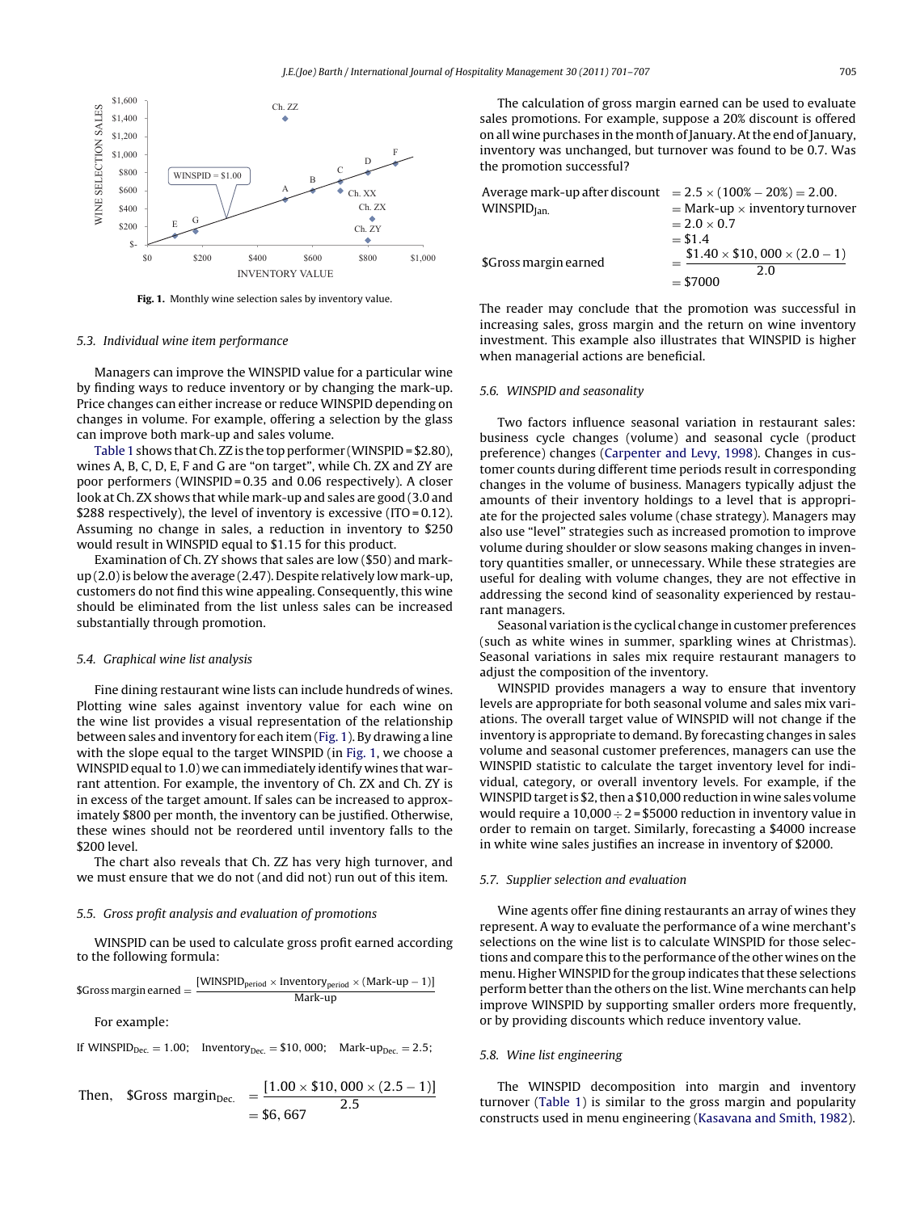Fig. 1. Monthly wine selection sales by inventory value.

### 5.3. Individual wine item performance

Managers can improve the WINSPID value for a particular wine by finding ways to reduce inventory or by changing the mark-up. Price changes can either increase or reduce WINSPID depending on changes in volume. For example, offering a selection by the glass can improve both mark-up and sales volume.

Table 1 shows that Ch. ZZ is the top performer (WINSPID = \$2.80), wines A, B, C, D, E, F and G are "on target", while Ch. ZX and ZY are poor performers (WINSPID = 0.35 and 0.06 respectively). A closer look at Ch. ZX shows that while mark-up and sales are good (3.0 and \$288 respectively), the level of inventory is excessive (ITO = 0.12). Assuming no change in sales, a reduction in inventory to \$250 would result in WINSPID equal to \$1.15 for this product.

Examination of Ch. ZY shows that sales are low (\$50) and mark-up (2.0) is below the average (2.47). Despite relatively low mark-up, customers do not find this wine appealing. Consequently, this wine should be eliminated from the list unless sales can be increased substantially through promotion.

### 5.4. Graphical wine list analysis

Fine dining restaurant wine lists can include hundreds of wines. Plotting wine sales against inventory value for each wine on the wine list provides a visual representation of the relationship between sales and inventory for each item (Fig. 1). By drawing a line with the slope equal to the target WINSPID (in Fig. 1, we choose a WINSPID equal to 1.0) we can immediately identify wines that warrant attention. For example, the inventory of Ch. ZX and Ch. ZY is in excess of the target amount. If sales can be increased to approximately \$800 per month, the inventory can be justified. Otherwise, these wines should not be reordered until inventory falls to the \$200 level.

The chart also reveals that Ch. ZZ has very high turnover, and we must ensure that we do not (and did not) run out of this item.

### 5.5. Gross profit analysis and evaluation of promotions

WINSPID can be used to calculate gross profit earned according to the following formula:

$$\$\text{Gross margin earned} = \frac{[\text{WINSPID}_{\text{period}} \times \text{Inventory}_{\text{period}} \times (\text{Mark-up} - 1)]}{\text{Mark-up}}$$

For example:

If $\text{WINSPID}_{\text{Dec.}} = 1.00$; $\text{Inventory}_{\text{Dec.}} = \$10,000$; $\text{Mark-up}_{\text{Dec.}} = 2.5$;

$$\text{Then,} \quad \$\text{Gross margin}_{\text{Dec.}} = \frac{[1.00 \times \$10,000 \times (2.5 - 1)]}{2.5} = \$6,667$$

The calculation of gross margin earned can be used to evaluate sales promotions. For example, suppose a 20% discount is offered on all wine purchases in the month of January. At the end of January, inventory was unchanged, but turnover was found to be 0.7. Was the promotion successful?

$$\text{Average mark-up after discount} = 2.5 \times (100\% - 20\%) = 2.00.$$

$$\text{WINSPID}_{\text{Jan.}} = \text{Mark-up} \times \text{inventory turnover} = 2.0 \times 0.7 = \$1.4$$

$$\$\text{Gross margin earned} = \frac{\$1.40 \times \$10,000 \times (2.0 - 1)}{2.0} = \$7000$$

The reader may conclude that the promotion was successful in increasing sales, gross margin and the return on wine inventory investment. This example also illustrates that WINSPID is higher when managerial actions are beneficial.

### 5.6. WINSPID and seasonality

Two factors influence seasonal variation in restaurant sales: business cycle changes (volume) and seasonal cycle (product preference) changes (Carpenter and Levy, 1998). Changes in customer counts during different time periods result in corresponding changes in the volume of business. Managers typically adjust the amounts of their inventory holdings to a level that is appropriate for the projected sales volume (chase strategy). Managers may also use "level" strategies such as increased promotion to improve volume during shoulder or slow seasons making changes in inventory quantities smaller, or unnecessary. While these strategies are useful for dealing with volume changes, they are not effective in addressing the second kind of seasonality experienced by restaurant managers.

Seasonal variation is the cyclical change in customer preferences (such as white wines in summer, sparkling wines at Christmas). Seasonal variations in sales mix require restaurant managers to adjust the composition of the inventory.

WINSPID provides managers a way to ensure that inventory levels are appropriate for both seasonal volume and sales mix variations. The overall target value of WINSPID will not change if the inventory is appropriate to demand. By forecasting changes in sales volume and seasonal customer preferences, managers can use the WINSPID statistic to calculate the target inventory level for individual, category, or overall inventory levels. For example, if the WINSPID target is \$2, then a \$10,000 reduction in wine sales volume would require a 10,000 ÷ 2 = \$5000 reduction in inventory value in order to remain on target. Similarly, forecasting a \$4000 increase in white wine sales justifies an increase in inventory of \$2000.

### 5.7. Supplier selection and evaluation

Wine agents offer fine dining restaurants an array of wines they represent. A way to evaluate the performance of a wine merchant's selections on the wine list is to calculate WINSPID for those selections and compare this to the performance of the other wines on the menu. Higher WINSPID for the group indicates that these selections perform better than the others on the list. Wine merchants can help improve WINSPID by supporting smaller orders more frequently, or by providing discounts which reduce inventory value.

### 5.8. Wine list engineering

The WINSPID decomposition into margin and inventory turnover (Table 1) is similar to the gross margin and popularity constructs used in menu engineering (Kasavana and Smith, 1982).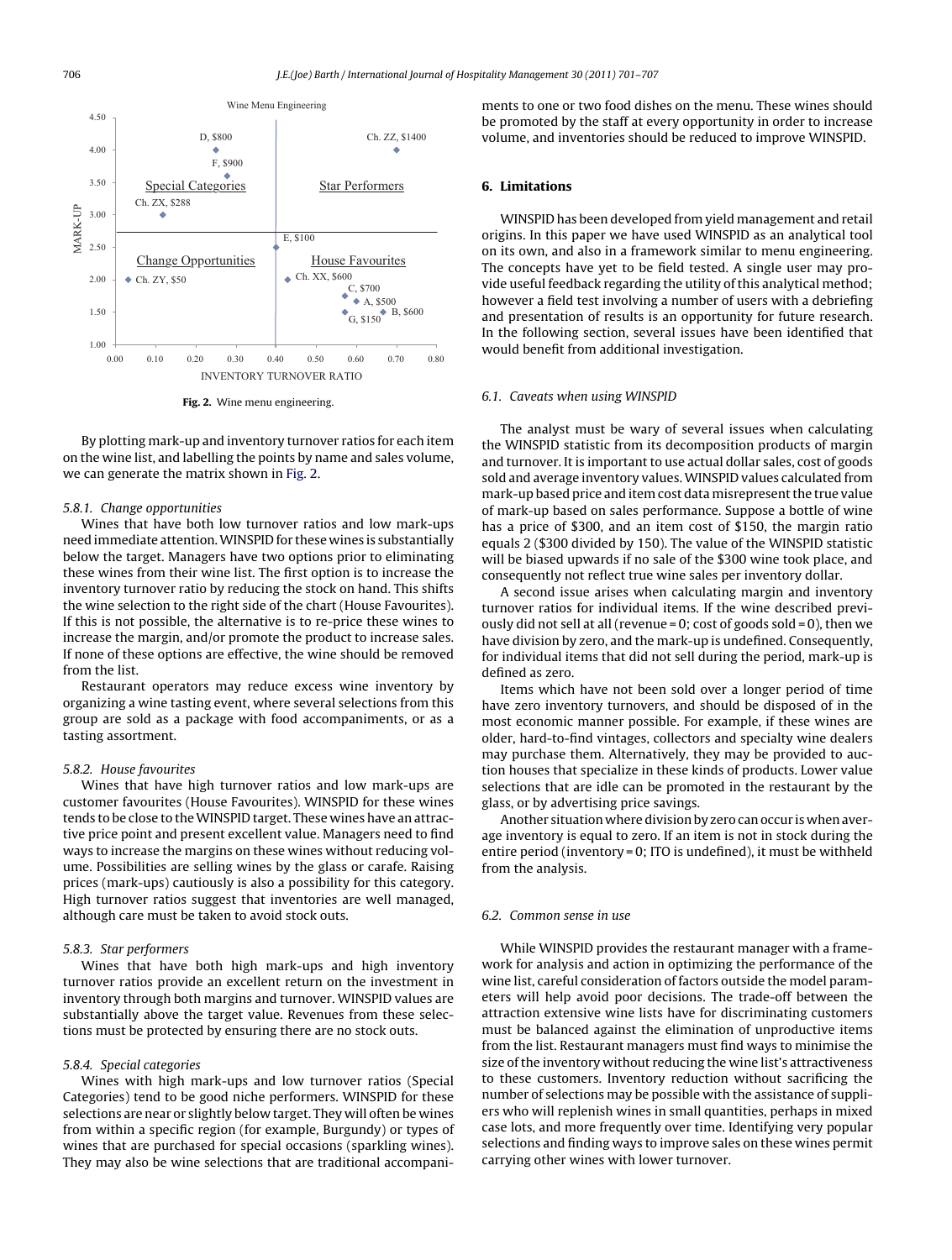Fig. 2. Wine menu engineering.

By plotting mark-up and inventory turnover ratios for each item on the wine list, and labelling the points by name and sales volume, we can generate the matrix shown in Fig. 2.

#### 5.8.1. Change opportunities

Wines that have both low turnover ratios and low mark-ups need immediate attention. WINSPID for these wines is substantially below the target. Managers have two options prior to eliminating these wines from their wine list. The first option is to increase the inventory turnover ratio by reducing the stock on hand. This shifts the wine selection to the right side of the chart (House Favourites). If this is not possible, the alternative is to re-price these wines to increase the margin, and/or promote the product to increase sales. If none of these options are effective, the wine should be removed from the list.

Restaurant operators may reduce excess wine inventory by organizing a wine tasting event, where several selections from this group are sold as a package with food accompaniments, or as a tasting assortment.

#### 5.8.2. House favourites

Wines that have high turnover ratios and low mark-ups are customer favourites (House Favourites). WINSPID for these wines tends to be close to the WINSPID target. These wines have an attractive price point and present excellent value. Managers need to find ways to increase the margins on these wines without reducing volume. Possibilities are selling wines by the glass or carafe. Raising prices (mark-ups) cautiously is also a possibility for this category. High turnover ratios suggest that inventories are well managed, although care must be taken to avoid stock outs.

#### 5.8.3. Star performers

Wines that have both high mark-ups and high inventory turnover ratios provide an excellent return on the investment in inventory through both margins and turnover. WINSPID values are substantially above the target value. Revenues from these selections must be protected by ensuring there are no stock outs.

#### 5.8.4. Special categories

Wines with high mark-ups and low turnover ratios (Special Categories) tend to be good niche performers. WINSPID for these selections are near or slightly below target. They will often be wines from within a specific region (for example, Burgundy) or types of wines that are purchased for special occasions (sparkling wines). They may also be wine selections that are traditional accompaniments to one or two food dishes on the menu. These wines should be promoted by the staff at every opportunity in order to increase volume, and inventories should be reduced to improve WINSPID.

## 6. Limitations

WINSPID has been developed from yield management and retail origins. In this paper we have used WINSPID as an analytical tool on its own, and also in a framework similar to menu engineering. The concepts have yet to be field tested. A single user may provide useful feedback regarding the utility of this analytical method; however a field test involving a number of users with a debriefing and presentation of results is an opportunity for future research. In the following section, several issues have been identified that would benefit from additional investigation.

### 6.1. Caveats when using WINSPID

The analyst must be wary of several issues when calculating the WINSPID statistic from its decomposition products of margin and turnover. It is important to use actual dollar sales, cost of goods sold and average inventory values. WINSPID values calculated from mark-up based price and item cost data misrepresent the true value of mark-up based on sales performance. Suppose a bottle of wine has a price of $300, and an item cost of $150, the margin ratio equals 2 ($300 divided by 150). The value of the WINSPID statistic will be biased upwards if no sale of the $300 wine took place, and consequently not reflect true wine sales per inventory dollar.

A second issue arises when calculating margin and inventory turnover ratios for individual items. If the wine described previously did not sell at all (revenue = 0; cost of goods sold = 0), then we have division by zero, and the mark-up is undefined. Consequently, for individual items that did not sell during the period, mark-up is defined as zero.

Items which have not been sold over a longer period of time have zero inventory turnovers, and should be disposed of in the most economic manner possible. For example, if these wines are older, hard-to-find vintages, collectors and specialty wine dealers may purchase them. Alternatively, they may be provided to auction houses that specialize in these kinds of products. Lower value selections that are idle can be promoted in the restaurant by the glass, or by advertising price savings.

Another situation where division by zero can occur is when average inventory is equal to zero. If an item is not in stock during the entire period (inventory = 0; ITO is undefined), it must be withheld from the analysis.

### 6.2. Common sense in use

While WINSPID provides the restaurant manager with a framework for analysis and action in optimizing the performance of the wine list, careful consideration of factors outside the model parameters will help avoid poor decisions. The trade-off between the attraction extensive wine lists have for discriminating customers must be balanced against the elimination of unproductive items from the list. Restaurant managers must find ways to minimise the size of the inventory without reducing the wine list's attractiveness to these customers. Inventory reduction without sacrificing the number of selections may be possible with the assistance of suppliers who will replenish wines in small quantities, perhaps in mixed case lots, and more frequently over time. Identifying very popular selections and finding ways to improve sales on these wines permit carrying other wines with lower turnover.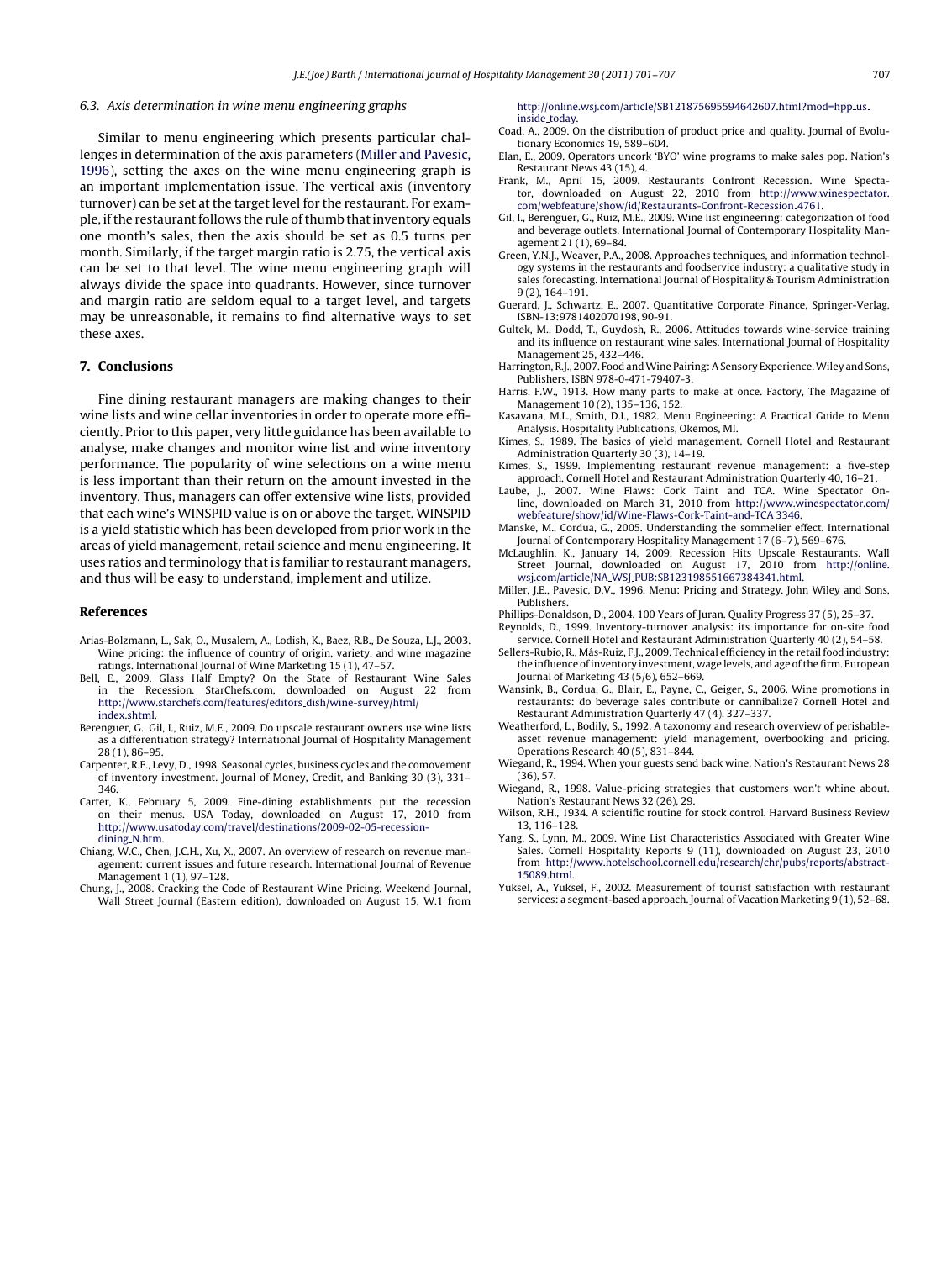### 6.3. Axis determination in wine menu engineering graphs

Similar to menu engineering which presents particular challenges in determination of the axis parameters (Miller and Pavesic, 1996), setting the axes on the wine menu engineering graph is an important implementation issue. The vertical axis (inventory turnover) can be set at the target level for the restaurant. For example, if the restaurant follows the rule of thumb that inventory equals one month's sales, then the axis should be set as 0.5 turns per month. Similarly, if the target margin ratio is 2.75, the vertical axis can be set to that level. The wine menu engineering graph will always divide the space into quadrants. However, since turnover and margin ratio are seldom equal to a target level, and targets may be unreasonable, it remains to find alternative ways to set these axes.

## 7. Conclusions

Fine dining restaurant managers are making changes to their wine lists and wine cellar inventories in order to operate more efficiently. Prior to this paper, very little guidance has been available to analyse, make changes and monitor wine list and wine inventory performance. The popularity of wine selections on a wine menu is less important than their return on the amount invested in the inventory. Thus, managers can offer extensive wine lists, provided that each wine's WINSPID value is on or above the target. WINSPID is a yield statistic which has been developed from prior work in the areas of yield management, retail science and menu engineering. It uses ratios and terminology that is familiar to restaurant managers, and thus will be easy to understand, implement and utilize.

## References

Arias-Bolzmann, L., Sak, O., Musalem, A., Lodish, K., Baez, R.B., De Souza, L.J., 2003. Wine pricing: the influence of country of origin, variety, and wine magazine ratings. International Journal of Wine Marketing 15 (1), 47–57.

Bell, E., 2009. Glass Half Empty? On the State of Restaurant Wine Sales in the Recession. StarChefs.com, downloaded on August 22 from http://www.starchefs.com/features/editors_dish/wine-survey/html/index.shtml.

Berenguer, G., Gil, I., Ruiz, M.E., 2009. Do upscale restaurant owners use wine lists as a differentiation strategy? International Journal of Hospitality Management 28 (1), 86–95.

Carpenter, R.E., Levy, D., 1998. Seasonal cycles, business cycles and the comovement of inventory investment. Journal of Money, Credit, and Banking 30 (3), 331–346.

Carter, K., February 5, 2009. Fine-dining establishments put the recession on their menus. USA Today, downloaded on August 17, 2010 from http://www.usatoday.com/travel/destinations/2009-02-05-recession-dining_N.htm.

Chiang, W.C., Chen, J.C.H., Xu, X., 2007. An overview of research on revenue management: current issues and future research. International Journal of Revenue Management 1 (1), 97–128.

Chung, J., 2008. Cracking the Code of Restaurant Wine Pricing. Weekend Journal, Wall Street Journal (Eastern edition), downloaded on August 15, W.1 from http://online.wsj.com/article/SB121875695594642607.html?mod=hpp_us_inside_today.

Coad, A., 2009. On the distribution of product price and quality. Journal of Evolutionary Economics 19, 589–604.

Elan, E., 2009. Operators uncork 'BYO' wine programs to make sales pop. Nation's Restaurant News 43 (15), 4.

Frank, M., April 15, 2009. Restaurants Confront Recession. Wine Spectator, downloaded on August 22, 2010 from http://www.winespectator.com/webfeature/show/id/Restaurants-Confront-Recession_4761.

Gil, I., Berenguer, G., Ruiz, M.E., 2009. Wine list engineering: categorization of food and beverage outlets. International Journal of Contemporary Hospitality Management 21 (1), 69–84.

Green, Y.N.J., Weaver, P.A., 2008. Approaches techniques, and information technology systems in the restaurants and foodservice industry: a qualitative study in sales forecasting. International Journal of Hospitality & Tourism Administration 9 (2), 164–191.

Guerard, J., Schwartz, E., 2007. Quantitative Corporate Finance, Springer-Verlag, ISBN-13:9781402070198, 90-91.

Gultek, M., Dodd, T., Guydosh, R., 2006. Attitudes towards wine-service training and its influence on restaurant wine sales. International Journal of Hospitality Management 25, 432–446.

Harrington, R.J., 2007. Food and Wine Pairing: A Sensory Experience. Wiley and Sons, Publishers, ISBN 978-0-471-79407-3.

Harris, F.W., 1913. How many parts to make at once. Factory, The Magazine of Management 10 (2), 135–136, 152.

Kasavana, M.L., Smith, D.I., 1982. Menu Engineering: A Practical Guide to Menu Analysis. Hospitality Publications, Okemos, MI.

Kimes, S., 1989. The basics of yield management. Cornell Hotel and Restaurant Administration Quarterly 30 (3), 14–19.

Kimes, S., 1999. Implementing restaurant revenue management: a five-step approach. Cornell Hotel and Restaurant Administration Quarterly 40, 16–21.

Laube, J., 2007. Wine Flaws: Cork Taint and TCA. Wine Spectator Online, downloaded on March 31, 2010 from http://www.winespectator.com/webfeature/show/id/Wine-Flaws-Cork-Taint-and-TCA 3346.

Manske, M., Cordua, G., 2005. Understanding the sommelier effect. International Journal of Contemporary Hospitality Management 17 (6–7), 569–676.

McLaughlin, K., January 14, 2009. Recession Hits Upscale Restaurants. Wall Street Journal, downloaded on August 17, 2010 from http://online.wsj.com/article/NA_WSJ_PUB:SB123198551667384341.html.

Miller, J.E., Pavesic, D.V., 1996. Menu: Pricing and Strategy. John Wiley and Sons, Publishers.

Phillips-Donaldson, D., 2004. 100 Years of Juran. Quality Progress 37 (5), 25–37.

Reynolds, D., 1999. Inventory-turnover analysis: its importance for on-site food service. Cornell Hotel and Restaurant Administration Quarterly 40 (2), 54–58.

Sellers-Rubio, R., Más-Ruiz, F.J., 2009. Technical efficiency in the retail food industry: the influence of inventory investment, wage levels, and age of the firm. European Journal of Marketing 43 (5/6), 652–669.

Wansink, B., Cordua, G., Blair, E., Payne, C., Geiger, S., 2006. Wine promotions in restaurants: do beverage sales contribute or cannibalize? Cornell Hotel and Restaurant Administration Quarterly 47 (4), 327–337.

Weatherford, L., Bodily, S., 1992. A taxonomy and research overview of perishable-asset revenue management: yield management, overbooking and pricing. Operations Research 40 (5), 831–844.

Wiegand, R., 1994. When your guests send back wine. Nation's Restaurant News 28 (36), 57.

Wiegand, R., 1998. Value-pricing strategies that customers won't whine about. Nation's Restaurant News 32 (26), 29.

Wilson, R.H., 1934. A scientific routine for stock control. Harvard Business Review 13, 116–128.

Yang, S., Lynn, M., 2009. Wine List Characteristics Associated with Greater Wine Sales. Cornell Hospitality Reports 9 (11), downloaded on August 23, 2010 from http://www.hotelschool.cornell.edu/research/chr/pubs/reports/abstract-15089.html.

Yuksel, A., Yuksel, F., 2002. Measurement of tourist satisfaction with restaurant services: a segment-based approach. Journal of Vacation Marketing 9 (1), 52–68.